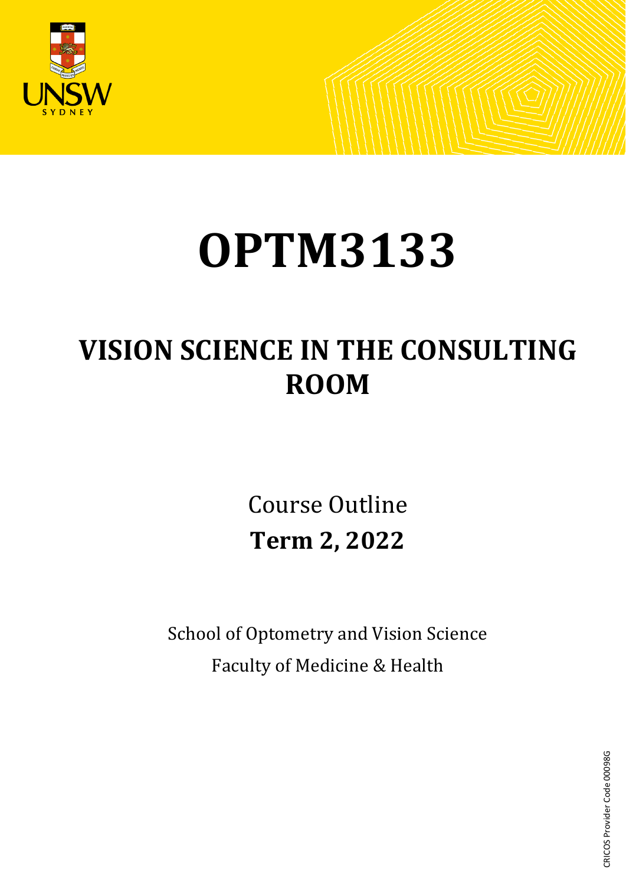# OPTM3133

## VISION SCIENCE IN THE CONSULTING ROOM

Course Outline

**Term 2, 2022**

School of Optometry and Vision Science

Faculty of Medicine & Health

CRICOS Provider Code 00098G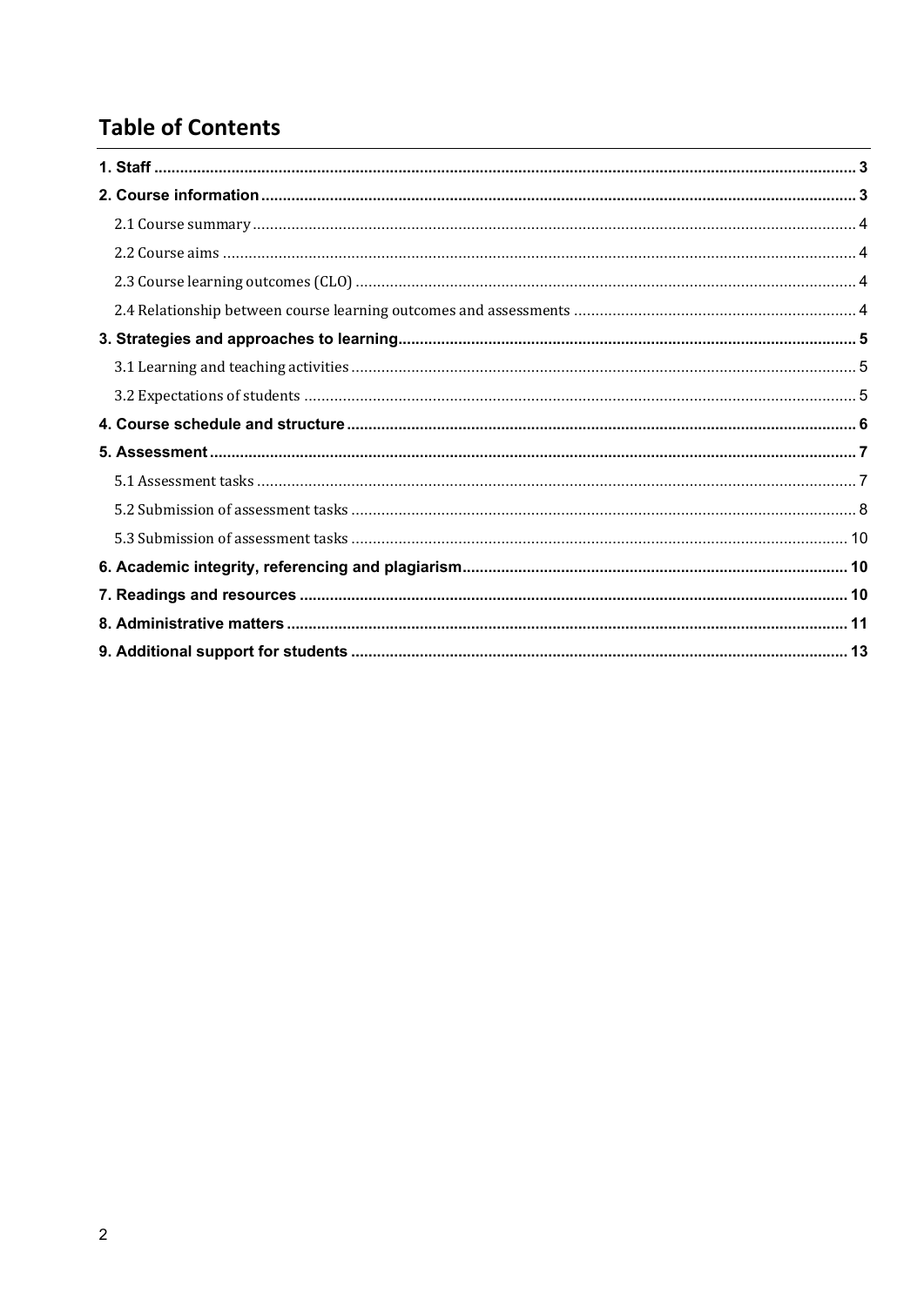# Table of Contents

1. Staff ..... 3
2. Course information ..... 3
   - 2.1 Course summary ..... 4
   - 2.2 Course aims ..... 4
   - 2.3 Course learning outcomes (CLO) ..... 4
   - 2.4 Relationship between course learning outcomes and assessments ..... 4
3. Strategies and approaches to learning ..... 5
   - 3.1 Learning and teaching activities ..... 5
   - 3.2 Expectations of students ..... 5
4. Course schedule and structure ..... 6
5. Assessment ..... 7
   - 5.1 Assessment tasks ..... 7
   - 5.2 Submission of assessment tasks ..... 8
   - 5.3 Submission of assessment tasks ..... 10
6. Academic integrity, referencing and plagiarism ..... 10
7. Readings and resources ..... 10
8. Administrative matters ..... 11
9. Additional support for students ..... 13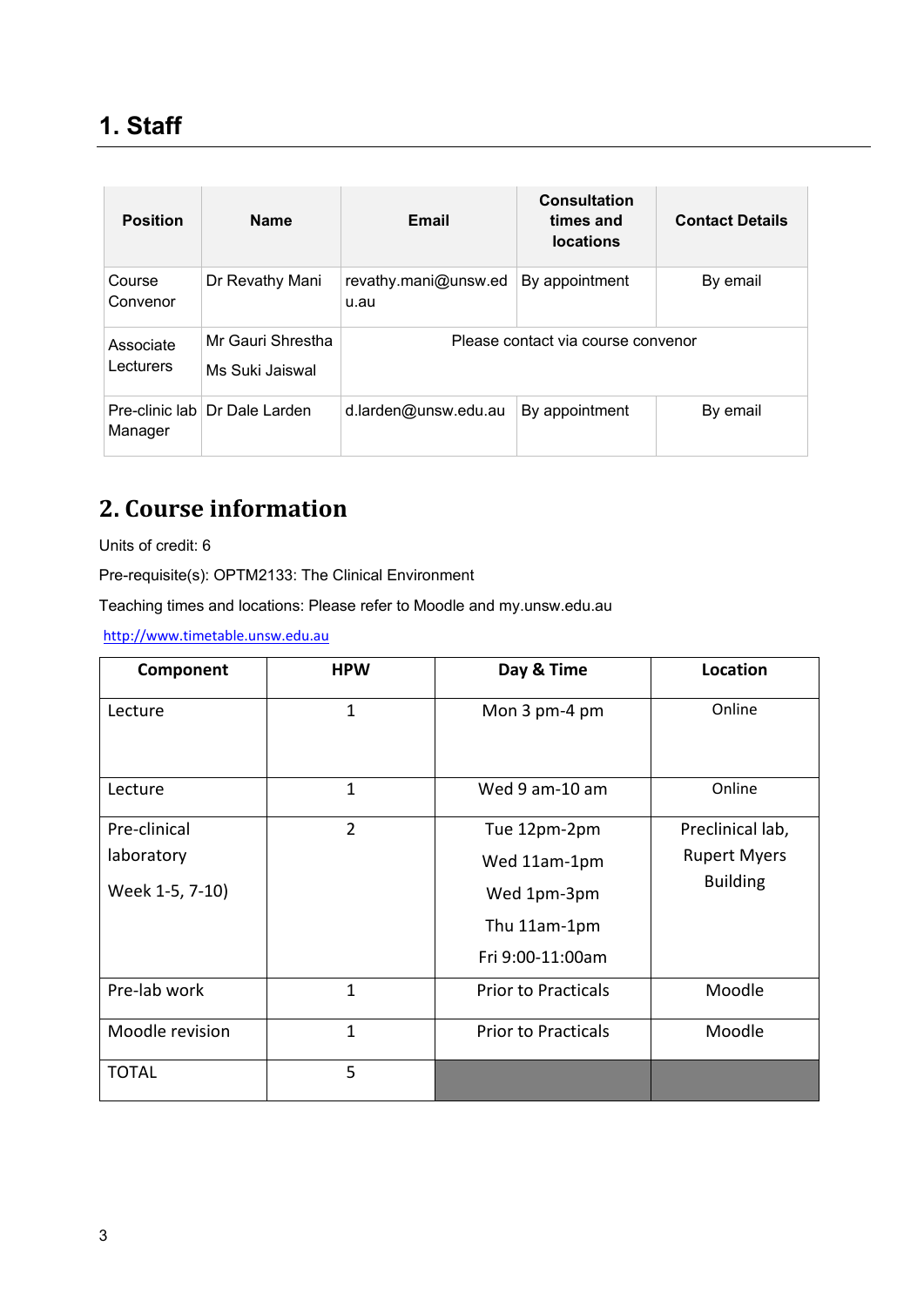## 1. Staff

| Position | Name | Email | Consultation times and locations | Contact Details |
|---|---|---|---|---|
| Course Convenor | Dr Revathy Mani | revathy.mani@unsw.edu.au | By appointment | By email |
| Associate Lecturers | Mr Gauri Shrestha<br>Ms Suki Jaiswal | Please contact via course convenor | | |
| Pre-clinic lab Manager | Dr Dale Larden | d.larden@unsw.edu.au | By appointment | By email |

## 2. Course information

Units of credit: 6

Pre-requisite(s): OPTM2133: The Clinical Environment

Teaching times and locations: Please refer to Moodle and my.unsw.edu.au

http://www.timetable.unsw.edu.au

| Component | HPW | Day & Time | Location |
|---|---|---|---|
| Lecture | 1 | Mon 3 pm-4 pm | Online |
| Lecture | 1 | Wed 9 am-10 am | Online |
| Pre-clinical laboratory<br>Week 1-5, 7-10) | 2 | Tue 12pm-2pm<br>Wed 11am-1pm<br>Wed 1pm-3pm<br>Thu 11am-1pm<br>Fri 9:00-11:00am | Preclinical lab, Rupert Myers Building |
| Pre-lab work | 1 | Prior to Practicals | Moodle |
| Moodle revision | 1 | Prior to Practicals | Moodle |
| TOTAL | 5 | | |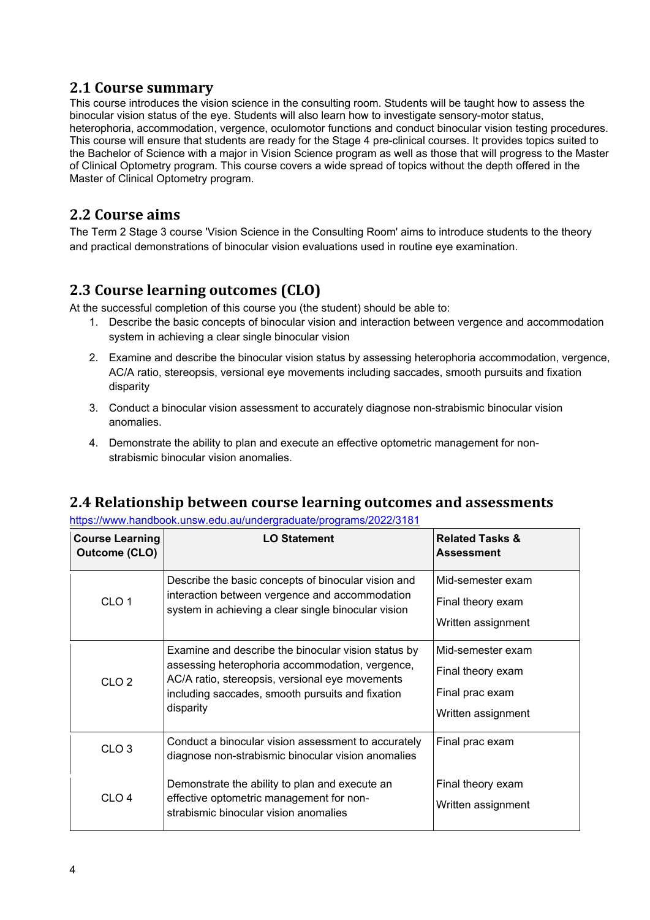## 2.1 Course summary

This course introduces the vision science in the consulting room. Students will be taught how to assess the binocular vision status of the eye. Students will also learn how to investigate sensory-motor status, heterophoria, accommodation, vergence, oculomotor functions and conduct binocular vision testing procedures. This course will ensure that students are ready for the Stage 4 pre-clinical courses. It provides topics suited to the Bachelor of Science with a major in Vision Science program as well as those that will progress to the Master of Clinical Optometry program. This course covers a wide spread of topics without the depth offered in the Master of Clinical Optometry program.

## 2.2 Course aims

The Term 2 Stage 3 course 'Vision Science in the Consulting Room' aims to introduce students to the theory and practical demonstrations of binocular vision evaluations used in routine eye examination.

## 2.3 Course learning outcomes (CLO)

At the successful completion of this course you (the student) should be able to:

1. Describe the basic concepts of binocular vision and interaction between vergence and accommodation system in achieving a clear single binocular vision
2. Examine and describe the binocular vision status by assessing heterophoria accommodation, vergence, AC/A ratio, stereopsis, versional eye movements including saccades, smooth pursuits and fixation disparity
3. Conduct a binocular vision assessment to accurately diagnose non-strabismic binocular vision anomalies.
4. Demonstrate the ability to plan and execute an effective optometric management for non-strabismic binocular vision anomalies.

## 2.4 Relationship between course learning outcomes and assessments

https://www.handbook.unsw.edu.au/undergraduate/programs/2022/3181

| Course Learning Outcome (CLO) | LO Statement | Related Tasks & Assessment |
|---|---|---|
| CLO 1 | Describe the basic concepts of binocular vision and interaction between vergence and accommodation system in achieving a clear single binocular vision | Mid-semester exam<br>Final theory exam<br>Written assignment |
| CLO 2 | Examine and describe the binocular vision status by assessing heterophoria accommodation, vergence, AC/A ratio, stereopsis, versional eye movements including saccades, smooth pursuits and fixation disparity | Mid-semester exam<br>Final theory exam<br>Final prac exam<br>Written assignment |
| CLO 3 | Conduct a binocular vision assessment to accurately diagnose non-strabismic binocular vision anomalies | Final prac exam |
| CLO 4 | Demonstrate the ability to plan and execute an effective optometric management for non-strabismic binocular vision anomalies | Final theory exam<br>Written assignment |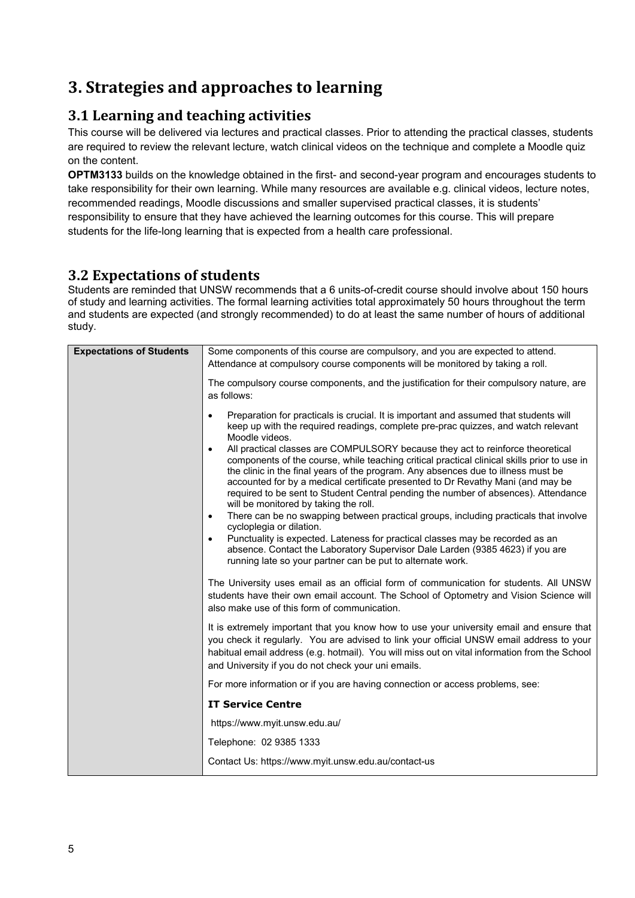# 3. Strategies and approaches to learning

## 3.1 Learning and teaching activities

This course will be delivered via lectures and practical classes. Prior to attending the practical classes, students are required to review the relevant lecture, watch clinical videos on the technique and complete a Moodle quiz on the content.

**OPTM3133** builds on the knowledge obtained in the first- and second-year program and encourages students to take responsibility for their own learning. While many resources are available e.g. clinical videos, lecture notes, recommended readings, Moodle discussions and smaller supervised practical classes, it is students' responsibility to ensure that they have achieved the learning outcomes for this course. This will prepare students for the life-long learning that is expected from a health care professional.

## 3.2 Expectations of students

Students are reminded that UNSW recommends that a 6 units-of-credit course should involve about 150 hours of study and learning activities. The formal learning activities total approximately 50 hours throughout the term and students are expected (and strongly recommended) to do at least the same number of hours of additional study.

| **Expectations of Students** | Some components of this course are compulsory, and you are expected to attend. Attendance at compulsory course components will be monitored by taking a roll.<br><br>The compulsory course components, and the justification for their compulsory nature, are as follows:<br><br>• Preparation for practicals is crucial. It is important and assumed that students will keep up with the required readings, complete pre-prac quizzes, and watch relevant Moodle videos.<br>• All practical classes are COMPULSORY because they act to reinforce theoretical components of the course, while teaching critical practical clinical skills prior to use in the clinic in the final years of the program. Any absences due to illness must be accounted for by a medical certificate presented to Dr Revathy Mani (and may be required to be sent to Student Central pending the number of absences). Attendance will be monitored by taking the roll.<br>• There can be no swapping between practical groups, including practicals that involve cycloplegia or dilation.<br>• Punctuality is expected. Lateness for practical classes may be recorded as an absence. Contact the Laboratory Supervisor Dale Larden (9385 4623) if you are running late so your partner can be put to alternate work.<br><br>The University uses email as an official form of communication for students. All UNSW students have their own email account. The School of Optometry and Vision Science will also make use of this form of communication.<br><br>It is extremely important that you know how to use your university email and ensure that you check it regularly. You are advised to link your official UNSW email address to your habitual email address (e.g. hotmail). You will miss out on vital information from the School and University if you do not check your uni emails.<br><br>For more information or if you are having connection or access problems, see:<br><br>**IT Service Centre**<br><br>https://www.myit.unsw.edu.au/<br><br>Telephone: 02 9385 1333<br><br>Contact Us: https://www.myit.unsw.edu.au/contact-us |
|---|---|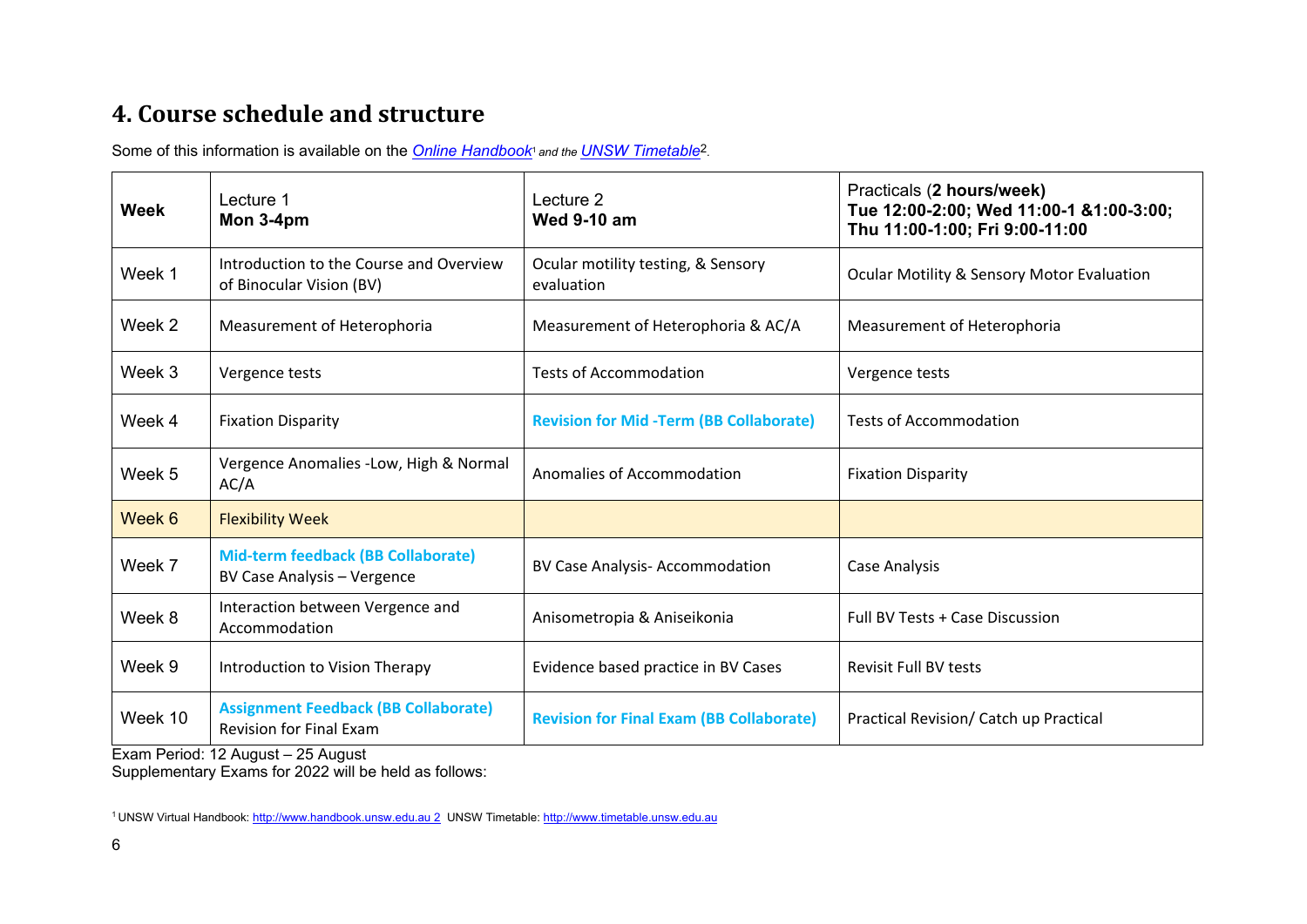# 4. Course schedule and structure

Some of this information is available on the *Online Handbook*[1] *and the* *UNSW Timetable*[2].

| **Week** | Lecture 1 **Mon 3-4pm** | Lecture 2 **Wed 9-10 am** | Practicals (**2 hours/week)** **Tue 12:00-2:00; Wed 11:00-1 &1:00-3:00; Thu 11:00-1:00; Fri 9:00-11:00** |
|---|---|---|---|
| Week 1 | Introduction to the Course and Overview of Binocular Vision (BV) | Ocular motility testing, & Sensory evaluation | Ocular Motility & Sensory Motor Evaluation |
| Week 2 | Measurement of Heterophoria | Measurement of Heterophoria & AC/A | Measurement of Heterophoria |
| Week 3 | Vergence tests | Tests of Accommodation | Vergence tests |
| Week 4 | Fixation Disparity | **Revision for Mid -Term (BB Collaborate)** | Tests of Accommodation |
| Week 5 | Vergence Anomalies -Low, High & Normal AC/A | Anomalies of Accommodation | Fixation Disparity |
| Week 6 | Flexibility Week | | |
| Week 7 | **Mid-term feedback (BB Collaborate)** BV Case Analysis – Vergence | BV Case Analysis- Accommodation | Case Analysis |
| Week 8 | Interaction between Vergence and Accommodation | Anisometropia & Aniseikonia | Full BV Tests + Case Discussion |
| Week 9 | Introduction to Vision Therapy | Evidence based practice in BV Cases | Revisit Full BV tests |
| Week 10 | **Assignment Feedback (BB Collaborate)** Revision for Final Exam | **Revision for Final Exam (BB Collaborate)** | Practical Revision/ Catch up Practical |

Exam Period: 12 August – 25 August
Supplementary Exams for 2022 will be held as follows:

[1] UNSW Virtual Handbook: http://www.handbook.unsw.edu.au [2] UNSW Timetable: http://www.timetable.unsw.edu.au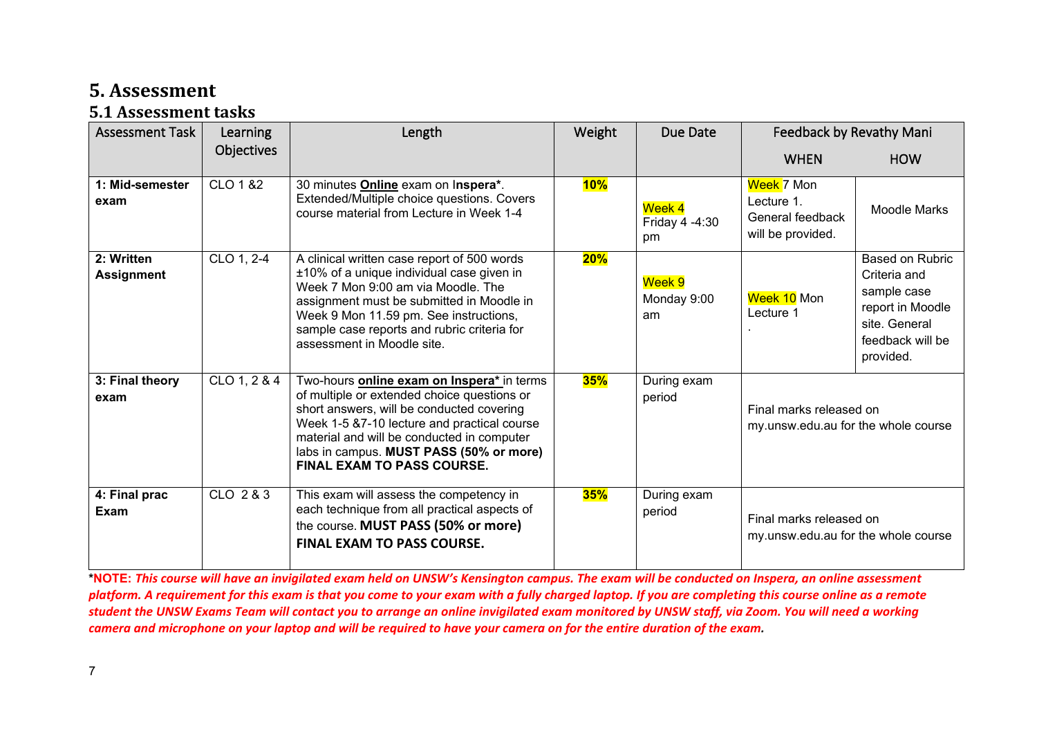# 5. Assessment

## 5.1 Assessment tasks

| Assessment Task | Learning Objectives | Length | Weight | Due Date | Feedback by Revathy Mani | |
|---|---|---|---|---|---|---|
| | | | | | WHEN | HOW |
| **1: Mid-semester exam** | CLO 1 &2 | 30 minutes **Online** exam on Inspera*. Extended/Multiple choice questions. Covers course material from Lecture in Week 1-4 | **10%** | Week 4 Friday 4 -4:30 pm | Week 7 Mon Lecture 1. General feedback will be provided. | Moodle Marks |
| **2: Written Assignment** | CLO 1, 2-4 | A clinical written case report of 500 words ±10% of a unique individual case given in Week 7 Mon 9:00 am via Moodle. The assignment must be submitted in Moodle in Week 9 Mon 11.59 pm. See instructions, sample case reports and rubric criteria for assessment in Moodle site. | **20%** | Week 9 Monday 9:00 am | Week 10 Mon Lecture 1 . | Based on Rubric Criteria and sample case report in Moodle site. General feedback will be provided. |
| **3: Final theory exam** | CLO 1, 2 & 4 | Two-hours **online exam on Inspera*** in terms of multiple or extended choice questions or short answers, will be conducted covering Week 1-5 &7-10 lecture and practical course material and will be conducted in computer labs in campus. **MUST PASS (50% or more) FINAL EXAM TO PASS COURSE.** | **35%** | During exam period | Final marks released on my.unsw.edu.au for the whole course | |
| **4: Final prac Exam** | CLO 2 & 3 | This exam will assess the competency in each technique from all practical aspects of the course. **MUST PASS (50% or more) FINAL EXAM TO PASS COURSE.** | **35%** | During exam period | Final marks released on my.unsw.edu.au for the whole course | |

***NOTE:** ***This course will have an invigilated exam held on UNSW's Kensington campus. The exam will be conducted on Inspera, an online assessment platform. A requirement for this exam is that you come to your exam with a fully charged laptop. If you are completing this course online as a remote student the UNSW Exams Team will contact you to arrange an online invigilated exam monitored by UNSW staff, via Zoom. You will need a working camera and microphone on your laptop and will be required to have your camera on for the entire duration of the exam.***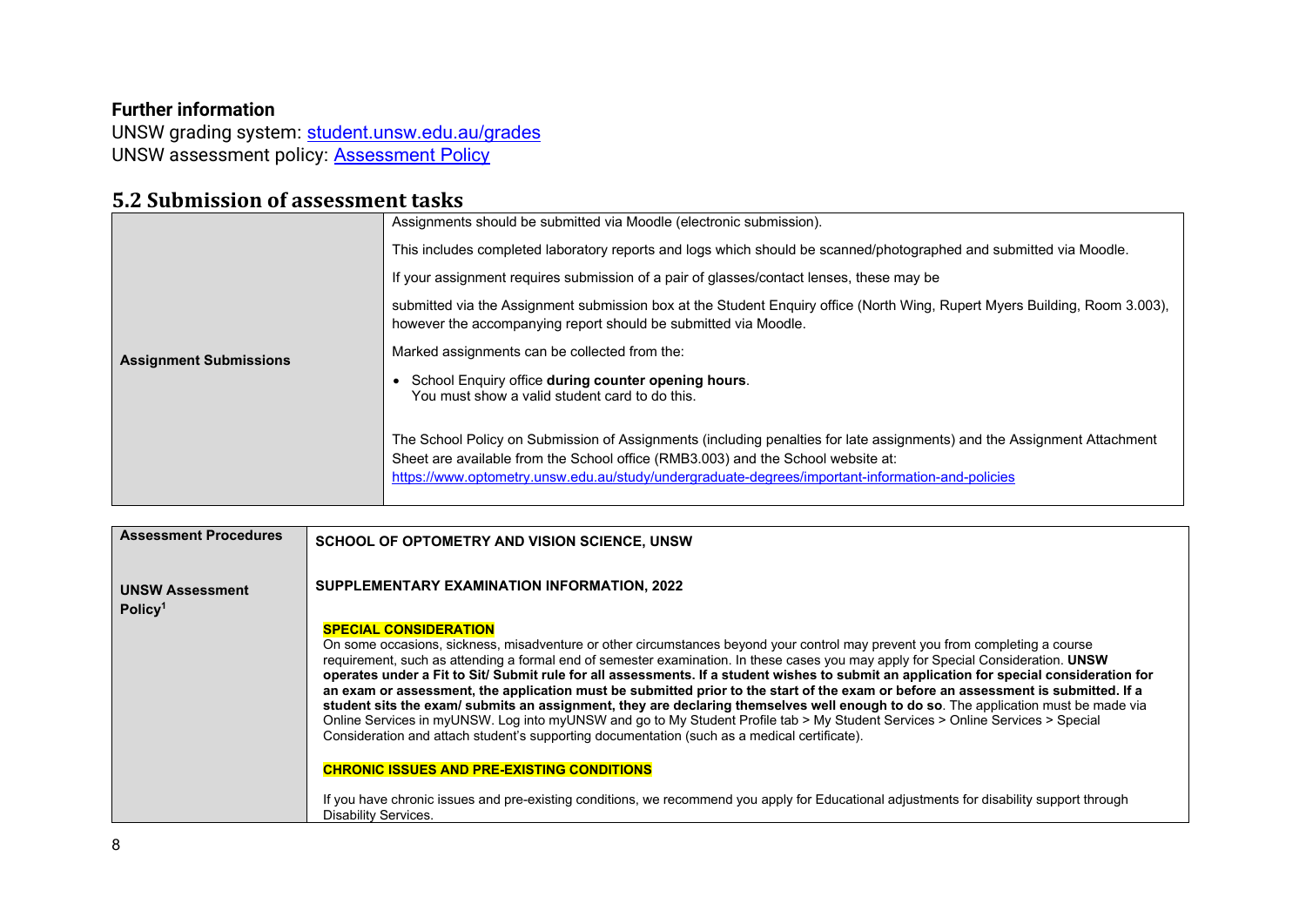**Further information**

UNSW grading system: [student.unsw.edu.au/grades](student.unsw.edu.au/grades)
UNSW assessment policy: [Assessment Policy]()

## 5.2 Submission of assessment tasks

| | |
|---|---|
| **Assignment Submissions** | Assignments should be submitted via Moodle (electronic submission).<br><br>This includes completed laboratory reports and logs which should be scanned/photographed and submitted via Moodle.<br><br>If your assignment requires submission of a pair of glasses/contact lenses, these may be<br><br>submitted via the Assignment submission box at the Student Enquiry office (North Wing, Rupert Myers Building, Room 3.003), however the accompanying report should be submitted via Moodle.<br><br>Marked assignments can be collected from the:<br><br>• School Enquiry office **during counter opening hours**. You must show a valid student card to do this.<br><br>The School Policy on Submission of Assignments (including penalties for late assignments) and the Assignment Attachment Sheet are available from the School office (RMB3.003) and the School website at: https://www.optometry.unsw.edu.au/study/undergraduate-degrees/important-information-and-policies |

| | |
|---|---|
| **Assessment Procedures**<br><br>**UNSW Assessment Policy**[1] | **SCHOOL OF OPTOMETRY AND VISION SCIENCE, UNSW**<br><br>**SUPPLEMENTARY EXAMINATION INFORMATION, 2022**<br><br>**SPECIAL CONSIDERATION**<br>On some occasions, sickness, misadventure or other circumstances beyond your control may prevent you from completing a course requirement, such as attending a formal end of semester examination. In these cases you may apply for Special Consideration. **UNSW operates under a Fit to Sit/ Submit rule for all assessments. If a student wishes to submit an application for special consideration for an exam or assessment, the application must be submitted prior to the start of the exam or before an assessment is submitted. If a student sits the exam/ submits an assignment, they are declaring themselves well enough to do so**. The application must be made via Online Services in myUNSW. Log into myUNSW and go to My Student Profile tab > My Student Services > Online Services > Special Consideration and attach student's supporting documentation (such as a medical certificate).<br><br>**CHRONIC ISSUES AND PRE-EXISTING CONDITIONS**<br><br>If you have chronic issues and pre-existing conditions, we recommend you apply for Educational adjustments for disability support through Disability Services. |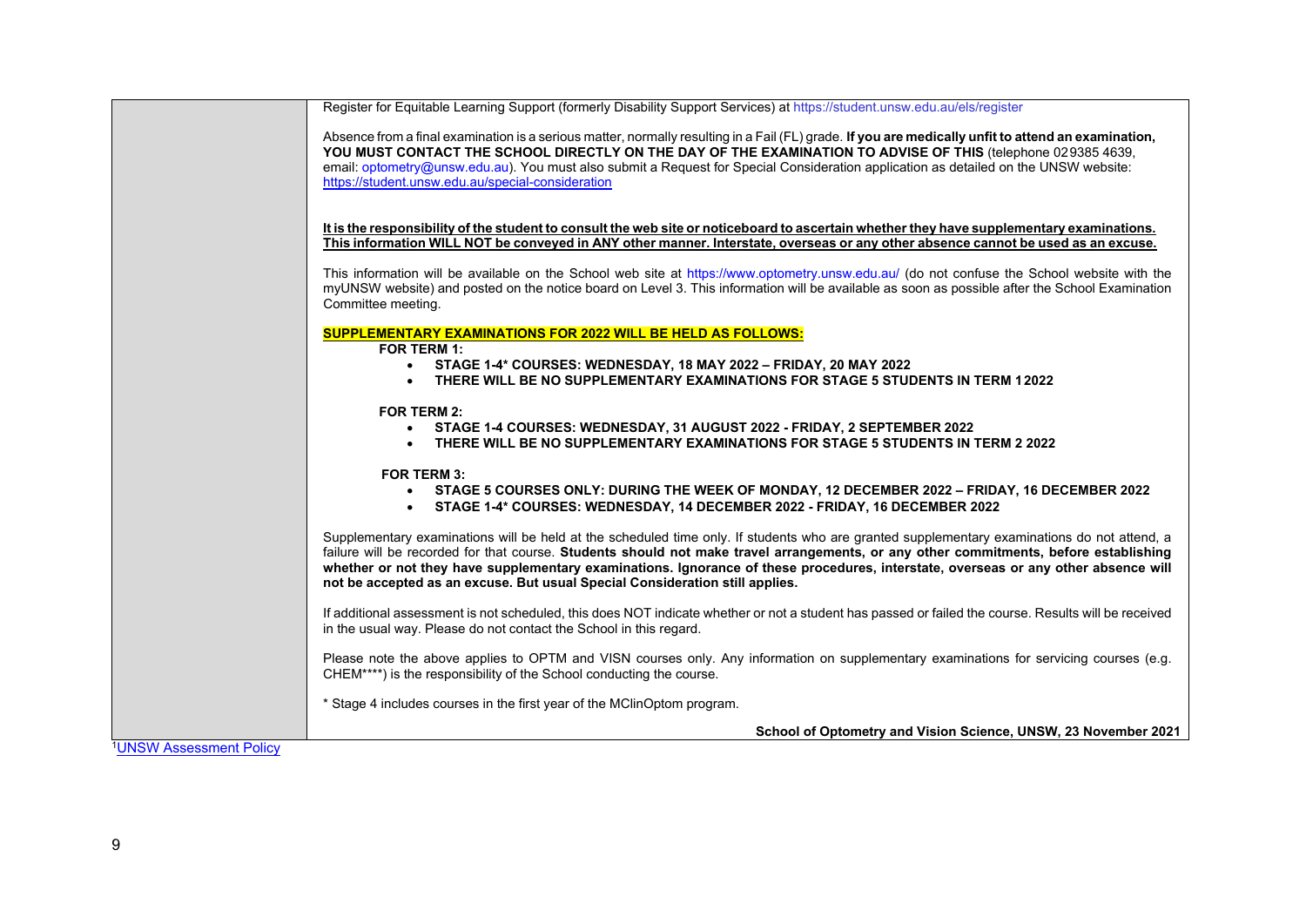Register for Equitable Learning Support (formerly Disability Support Services) at https://student.unsw.edu.au/els/register

Absence from a final examination is a serious matter, normally resulting in a Fail (FL) grade. **If you are medically unfit to attend an examination, YOU MUST CONTACT THE SCHOOL DIRECTLY ON THE DAY OF THE EXAMINATION TO ADVISE OF THIS** (telephone 02 9385 4639, email: optometry@unsw.edu.au). You must also submit a Request for Special Consideration application as detailed on the UNSW website: https://student.unsw.edu.au/special-consideration

**It is the responsibility of the student to consult the web site or noticeboard to ascertain whether they have supplementary examinations. This information WILL NOT be conveyed in ANY other manner. Interstate, overseas or any other absence cannot be used as an excuse.**

This information will be available on the School web site at https://www.optometry.unsw.edu.au/ (do not confuse the School website with the myUNSW website) and posted on the notice board on Level 3. This information will be available as soon as possible after the School Examination Committee meeting.

**SUPPLEMENTARY EXAMINATIONS FOR 2022 WILL BE HELD AS FOLLOWS:**

**FOR TERM 1:**

- **STAGE 1-4* COURSES: WEDNESDAY, 18 MAY 2022 – FRIDAY, 20 MAY 2022**
- **THERE WILL BE NO SUPPLEMENTARY EXAMINATIONS FOR STAGE 5 STUDENTS IN TERM 1 2022**

**FOR TERM 2:**

- **STAGE 1-4 COURSES: WEDNESDAY, 31 AUGUST 2022 - FRIDAY, 2 SEPTEMBER 2022**
- **THERE WILL BE NO SUPPLEMENTARY EXAMINATIONS FOR STAGE 5 STUDENTS IN TERM 2 2022**

**FOR TERM 3:**

- **STAGE 5 COURSES ONLY: DURING THE WEEK OF MONDAY, 12 DECEMBER 2022 – FRIDAY, 16 DECEMBER 2022**
- **STAGE 1-4* COURSES: WEDNESDAY, 14 DECEMBER 2022 - FRIDAY, 16 DECEMBER 2022**

Supplementary examinations will be held at the scheduled time only. If students who are granted supplementary examinations do not attend, a failure will be recorded for that course. **Students should not make travel arrangements, or any other commitments, before establishing whether or not they have supplementary examinations. Ignorance of these procedures, interstate, overseas or any other absence will not be accepted as an excuse. But usual Special Consideration still applies.**

If additional assessment is not scheduled, this does NOT indicate whether or not a student has passed or failed the course. Results will be received in the usual way. Please do not contact the School in this regard.

Please note the above applies to OPTM and VISN courses only. Any information on supplementary examinations for servicing courses (e.g. CHEM****) is the responsibility of the School conducting the course.

* Stage 4 includes courses in the first year of the MClinOptom program.

**School of Optometry and Vision Science, UNSW, 23 November 2021**

[1]UNSW Assessment Policy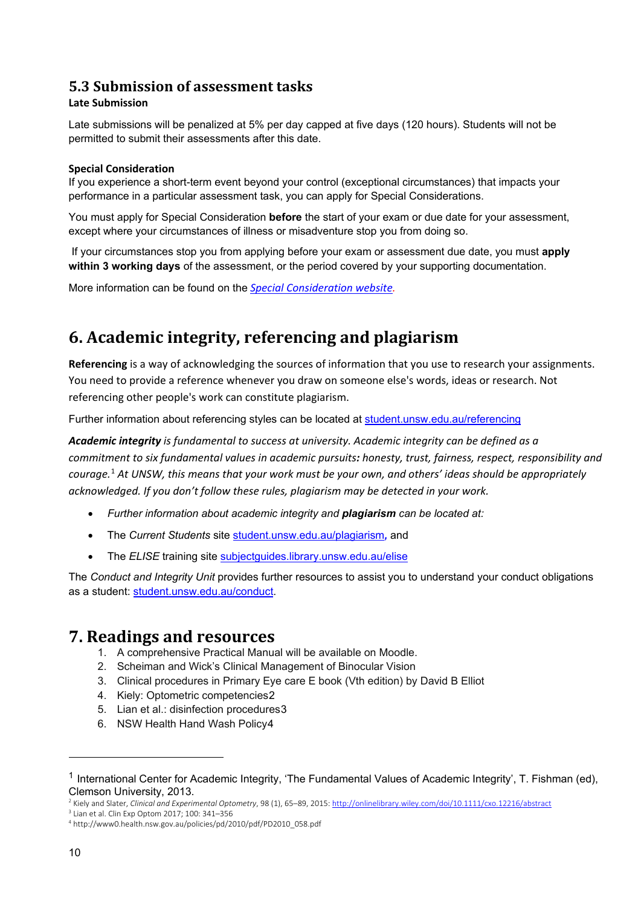## 5.3 Submission of assessment tasks

**Late Submission**

Late submissions will be penalized at 5% per day capped at five days (120 hours). Students will not be permitted to submit their assessments after this date.

**Special Consideration**

If you experience a short-term event beyond your control (exceptional circumstances) that impacts your performance in a particular assessment task, you can apply for Special Considerations.

You must apply for Special Consideration **before** the start of your exam or due date for your assessment, except where your circumstances of illness or misadventure stop you from doing so.

If your circumstances stop you from applying before your exam or assessment due date, you must **apply within 3 working days** of the assessment, or the period covered by your supporting documentation.

More information can be found on the *Special Consideration website.*

# 6. Academic integrity, referencing and plagiarism

**Referencing** is a way of acknowledging the sources of information that you use to research your assignments. You need to provide a reference whenever you draw on someone else's words, ideas or research. Not referencing other people's work can constitute plagiarism.

Further information about referencing styles can be located at student.unsw.edu.au/referencing

***Academic integrity*** *is fundamental to success at university. Academic integrity can be defined as a commitment to six fundamental values in academic pursuits**:** honesty, trust, fairness, respect, responsibility and courage.*[1] *At UNSW, this means that your work must be your own, and others' ideas should be appropriately acknowledged. If you don't follow these rules, plagiarism may be detected in your work.*

- *Further information about academic integrity and **plagiarism** can be located at:*
- The *Current Students* site student.unsw.edu.au/plagiarism**,** and
- The *ELISE* training site subjectguides.library.unsw.edu.au/elise

The *Conduct and Integrity Unit* provides further resources to assist you to understand your conduct obligations as a student: student.unsw.edu.au/conduct.

# 7. Readings and resources

1. A comprehensive Practical Manual will be available on Moodle.
2. Scheiman and Wick's Clinical Management of Binocular Vision
3. Clinical procedures in Primary Eye care E book (Vth edition) by David B Elliot
4. Kiely: Optometric competencies[2]
5. Lian et al.: disinfection procedures[3]
6. NSW Health Hand Wash Policy[4]

---

[1] International Center for Academic Integrity, 'The Fundamental Values of Academic Integrity', T. Fishman (ed), Clemson University, 2013.

[2] Kiely and Slater, *Clinical and Experimental Optometry*, 98 (1), 65–89, 2015: http://onlinelibrary.wiley.com/doi/10.1111/cxo.12216/abstract

[3] Lian et al. Clin Exp Optom 2017; 100: 341–356

[4] http://www0.health.nsw.gov.au/policies/pd/2010/pdf/PD2010_058.pdf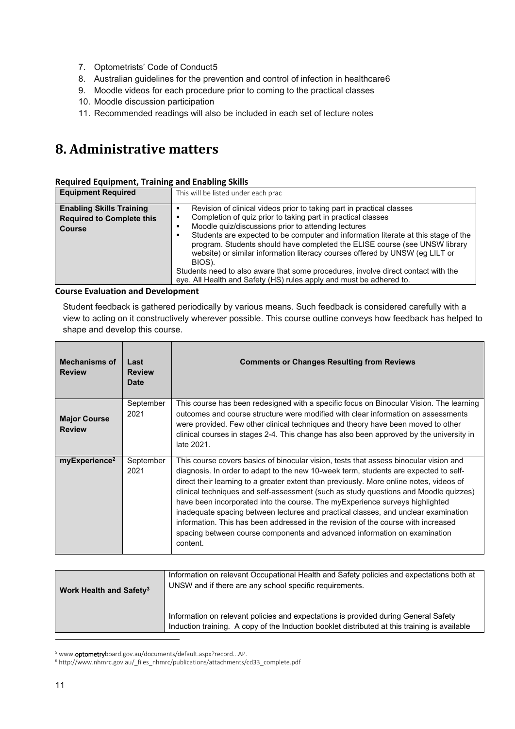7. Optometrists' Code of Conduct[5]
8. Australian guidelines for the prevention and control of infection in healthcare[6]
9. Moodle videos for each procedure prior to coming to the practical classes
10. Moodle discussion participation
11. Recommended readings will also be included in each set of lecture notes

# 8. Administrative matters

**Required Equipment, Training and Enabling Skills**

| **Equipment Required** | This will be listed under each prac |
|---|---|
| **Enabling Skills Training Required to Complete this Course** | ▪ Revision of clinical videos prior to taking part in practical classes<br>▪ Completion of quiz prior to taking part in practical classes<br>▪ Moodle quiz/discussions prior to attending lectures<br>▪ Students are expected to be computer and information literate at this stage of the program. Students should have completed the ELISE course (see UNSW library website) or similar information literacy courses offered by UNSW (eg LILT or BIOS).<br>Students need to also aware that some procedures, involve direct contact with the eye. All Health and Safety (HS) rules apply and must be adhered to. |

**Course Evaluation and Development**

Student feedback is gathered periodically by various means. Such feedback is considered carefully with a view to acting on it constructively wherever possible. This course outline conveys how feedback has helped to shape and develop this course.

| **Mechanisms of Review** | **Last Review Date** | **Comments or Changes Resulting from Reviews** |
|---|---|---|
| **Major Course Review** | September 2021 | This course has been redesigned with a specific focus on Binocular Vision. The learning outcomes and course structure were modified with clear information on assessments were provided. Few other clinical techniques and theory have been moved to other clinical courses in stages 2-4. This change has also been approved by the university in late 2021. |
| **myExperience[2]** | September 2021 | This course covers basics of binocular vision, tests that assess binocular vision and diagnosis. In order to adapt to the new 10-week term, students are expected to self-direct their learning to a greater extent than previously. More online notes, videos of clinical techniques and self-assessment (such as study questions and Moodle quizzes) have been incorporated into the course. The myExperience surveys highlighted inadequate spacing between lectures and practical classes, and unclear examination information. This has been addressed in the revision of the course with increased spacing between course components and advanced information on examination content. |

| **Work Health and Safety[3]** | Information on relevant Occupational Health and Safety policies and expectations both at UNSW and if there are any school specific requirements.<br><br>Information on relevant policies and expectations is provided during General Safety Induction training. A copy of the Induction booklet distributed at this training is available |
|---|---|

[5] www.optometryboard.gov.au/documents/default.aspx?record...AP.

[6] http://www.nhmrc.gov.au/_files_nhmrc/publications/attachments/cd33_complete.pdf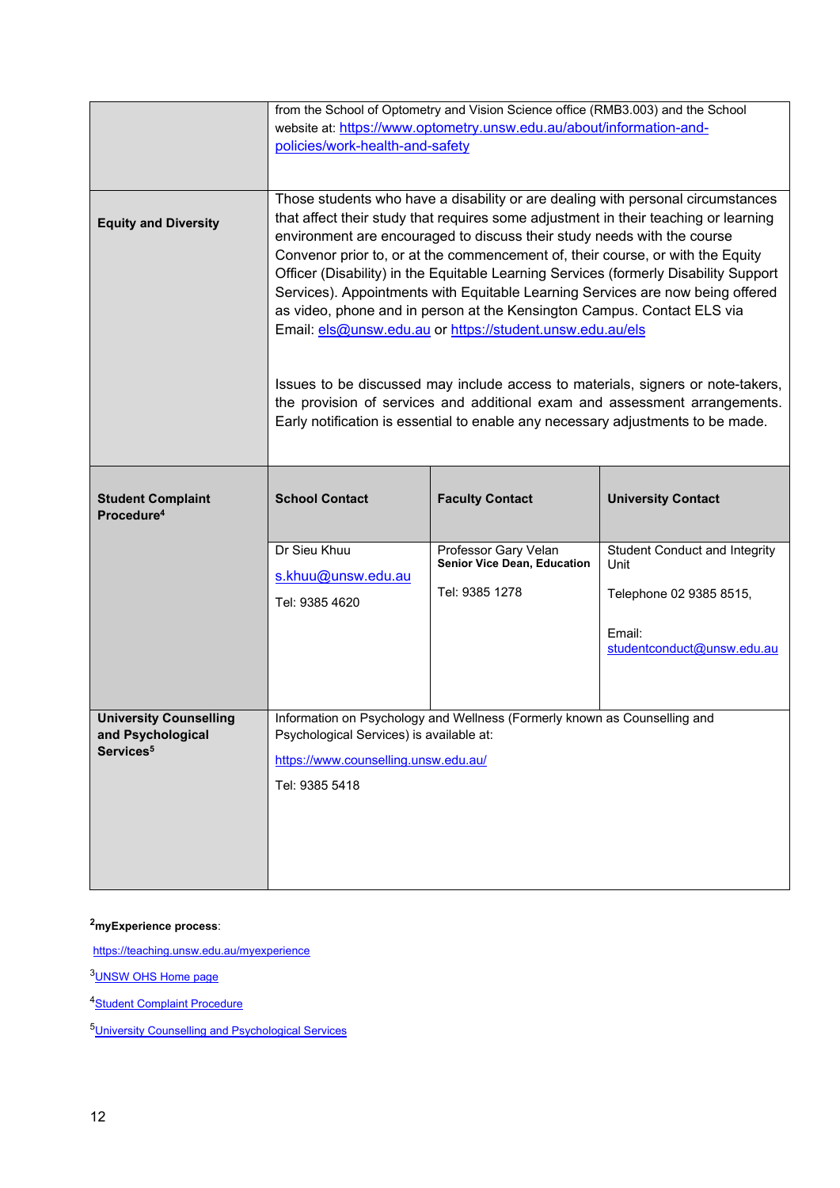| | | | |
|---|---|---|---|
| | from the School of Optometry and Vision Science office (RMB3.003) and the School website at: https://www.optometry.unsw.edu.au/about/information-and-policies/work-health-and-safety | | |
| **Equity and Diversity** | Those students who have a disability or are dealing with personal circumstances that affect their study that requires some adjustment in their teaching or learning environment are encouraged to discuss their study needs with the course Convenor prior to, or at the commencement of, their course, or with the Equity Officer (Disability) in the Equitable Learning Services (formerly Disability Support Services). Appointments with Equitable Learning Services are now being offered as video, phone and in person at the Kensington Campus. Contact ELS via Email: els@unsw.edu.au or https://student.unsw.edu.au/els<br><br>Issues to be discussed may include access to materials, signers or note-takers, the provision of services and additional exam and assessment arrangements. Early notification is essential to enable any necessary adjustments to be made. | | |
| **Student Complaint Procedure**[4] | **School Contact** | **Faculty Contact** | **University Contact** |
| | Dr Sieu Khuu<br>s.khuu@unsw.edu.au<br>Tel: 9385 4620 | Professor Gary Velan<br>**Senior Vice Dean, Education**<br>Tel: 9385 1278 | Student Conduct and Integrity Unit<br>Telephone 02 9385 8515,<br>Email: studentconduct@unsw.edu.au |
| **University Counselling and Psychological Services**[5] | Information on Psychology and Wellness (Formerly known as Counselling and Psychological Services) is available at:<br>https://www.counselling.unsw.edu.au/<br>Tel: 9385 5418 | | |

[2]**myExperience process**:

https://teaching.unsw.edu.au/myexperience

[3]UNSW OHS Home page

[4]Student Complaint Procedure

[5]University Counselling and Psychological Services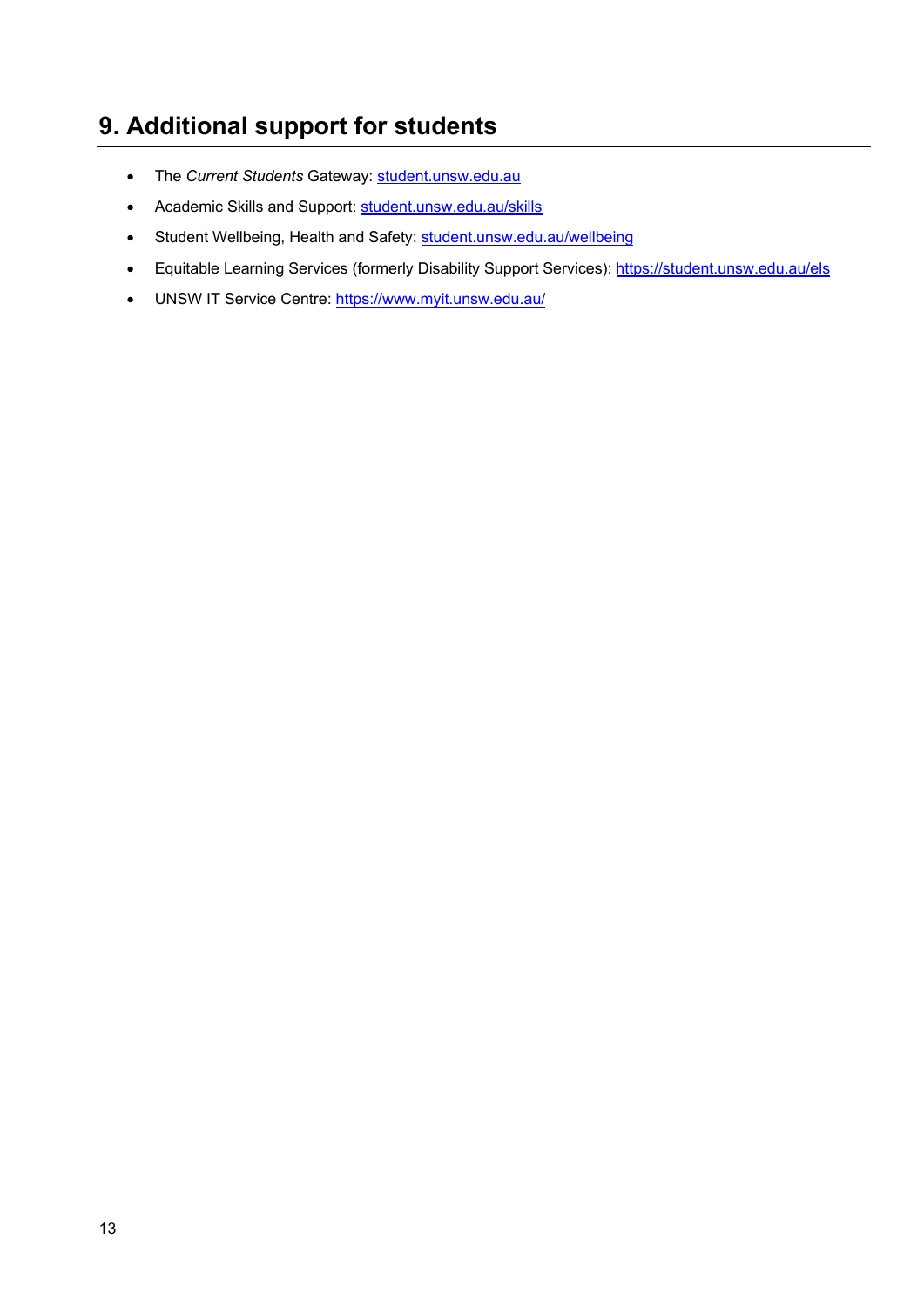## 9. Additional support for students

- The *Current Students* Gateway: student.unsw.edu.au
- Academic Skills and Support: student.unsw.edu.au/skills
- Student Wellbeing, Health and Safety: student.unsw.edu.au/wellbeing
- Equitable Learning Services (formerly Disability Support Services): https://student.unsw.edu.au/els
- UNSW IT Service Centre: https://www.myit.unsw.edu.au/